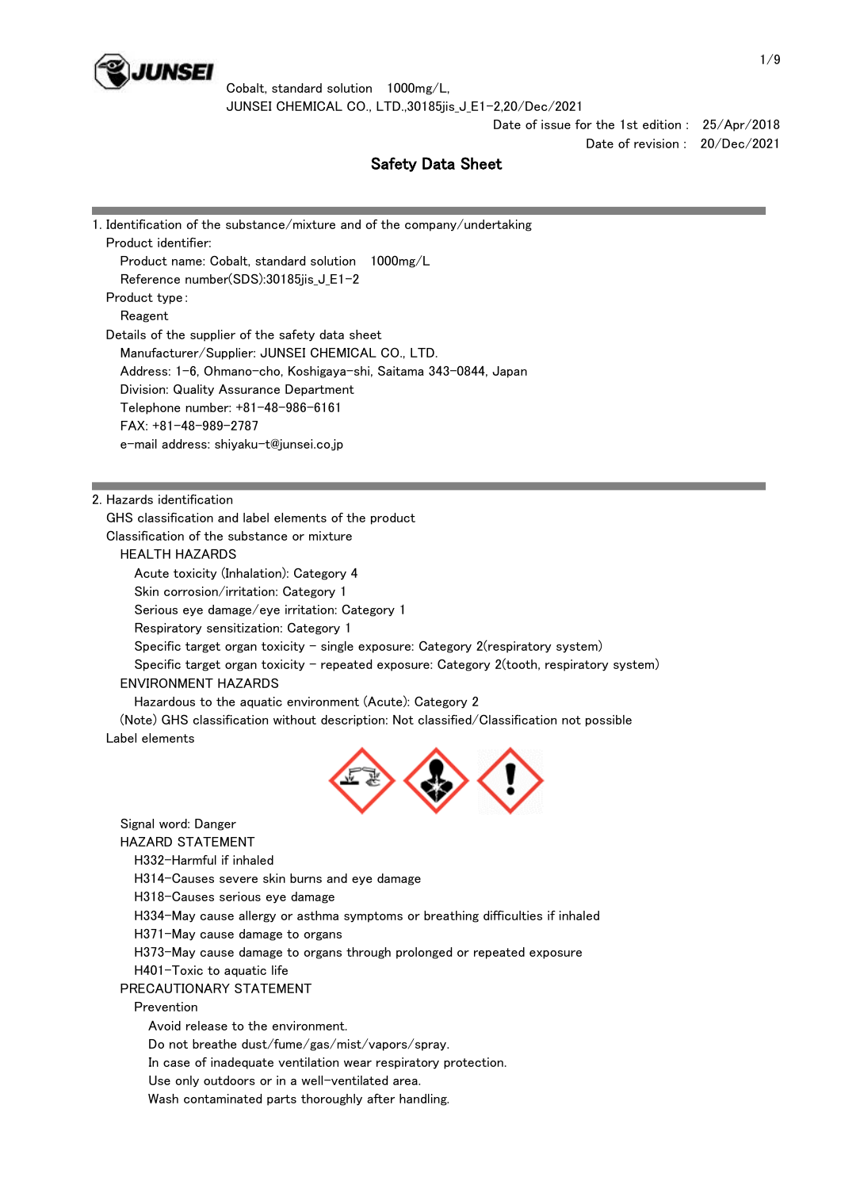Cobalt, standard solution 1000mg/L,
JUNSEI CHEMICAL CO., LTD.,30185jis_J_E1-2,20/Dec/2021

Date of issue for the 1st edition : 25/Apr/2018
Date of revision : 20/Dec/2021

# Safety Data Sheet

## 1. Identification of the substance/mixture and of the company/undertaking

Product identifier:

Product name: Cobalt, standard solution 1000mg/L

Reference number(SDS):30185jis_J_E1-2

Product type :

Reagent

Details of the supplier of the safety data sheet

Manufacturer/Supplier: JUNSEI CHEMICAL CO., LTD.

Address: 1-6, Ohmano-cho, Koshigaya-shi, Saitama 343-0844, Japan

Division: Quality Assurance Department

Telephone number: +81-48-986-6161

FAX: +81-48-989-2787

e-mail address: shiyaku-t@junsei.co.jp

## 2. Hazards identification

GHS classification and label elements of the product

Classification of the substance or mixture

HEALTH HAZARDS

- Acute toxicity (Inhalation): Category 4
- Skin corrosion/irritation: Category 1
- Serious eye damage/eye irritation: Category 1
- Respiratory sensitization: Category 1
- Specific target organ toxicity - single exposure: Category 2(respiratory system)
- Specific target organ toxicity - repeated exposure: Category 2(tooth, respiratory system)

ENVIRONMENT HAZARDS

- Hazardous to the aquatic environment (Acute): Category 2

(Note) GHS classification without description: Not classified/Classification not possible

Label elements

Signal word: Danger

HAZARD STATEMENT

- H332-Harmful if inhaled
- H314-Causes severe skin burns and eye damage
- H318-Causes serious eye damage
- H334-May cause allergy or asthma symptoms or breathing difficulties if inhaled
- H371-May cause damage to organs
- H373-May cause damage to organs through prolonged or repeated exposure
- H401-Toxic to aquatic life

PRECAUTIONARY STATEMENT

Prevention

- Avoid release to the environment.
- Do not breathe dust/fume/gas/mist/vapors/spray.
- In case of inadequate ventilation wear respiratory protection.
- Use only outdoors or in a well-ventilated area.
- Wash contaminated parts thoroughly after handling.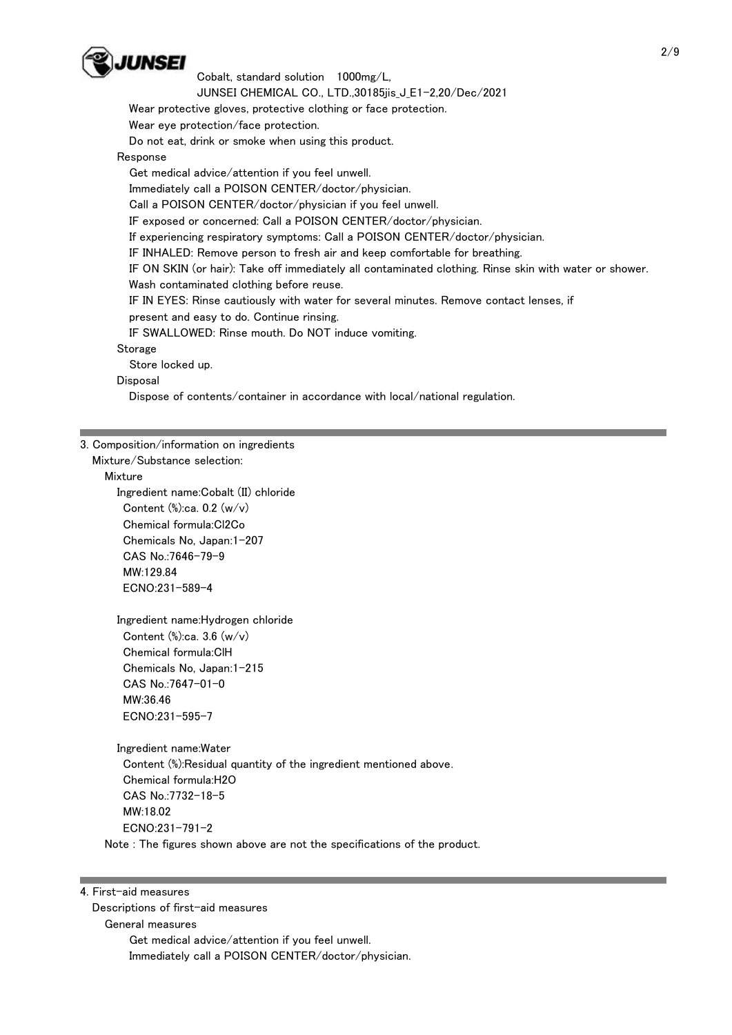Wear protective gloves, protective clothing or face protection.
Wear eye protection/face protection.
Do not eat, drink or smoke when using this product.

Response

Get medical advice/attention if you feel unwell.
Immediately call a POISON CENTER/doctor/physician.
Call a POISON CENTER/doctor/physician if you feel unwell.
IF exposed or concerned: Call a POISON CENTER/doctor/physician.
If experiencing respiratory symptoms: Call a POISON CENTER/doctor/physician.
IF INHALED: Remove person to fresh air and keep comfortable for breathing.
IF ON SKIN (or hair): Take off immediately all contaminated clothing. Rinse skin with water or shower.
Wash contaminated clothing before reuse.
IF IN EYES: Rinse cautiously with water for several minutes. Remove contact lenses, if present and easy to do. Continue rinsing.
IF SWALLOWED: Rinse mouth. Do NOT induce vomiting.

Storage

Store locked up.

Disposal

Dispose of contents/container in accordance with local/national regulation.

## 3. Composition/information on ingredients

Mixture/Substance selection:

Mixture

Ingredient name:Cobalt (II) chloride
Content (%):ca. 0.2 (w/v)
Chemical formula:Cl2Co
Chemicals No, Japan:1-207
CAS No.:7646-79-9
MW:129.84
ECNO:231-589-4

Ingredient name:Hydrogen chloride
Content (%):ca. 3.6 (w/v)
Chemical formula:ClH
Chemicals No, Japan:1-215
CAS No.:7647-01-0
MW:36.46
ECNO:231-595-7

Ingredient name:Water
Content (%):Residual quantity of the ingredient mentioned above.
Chemical formula:H2O
CAS No.:7732-18-5
MW:18.02
ECNO:231-791-2

Note : The figures shown above are not the specifications of the product.

## 4. First-aid measures

Descriptions of first-aid measures

General measures

Get medical advice/attention if you feel unwell.
Immediately call a POISON CENTER/doctor/physician.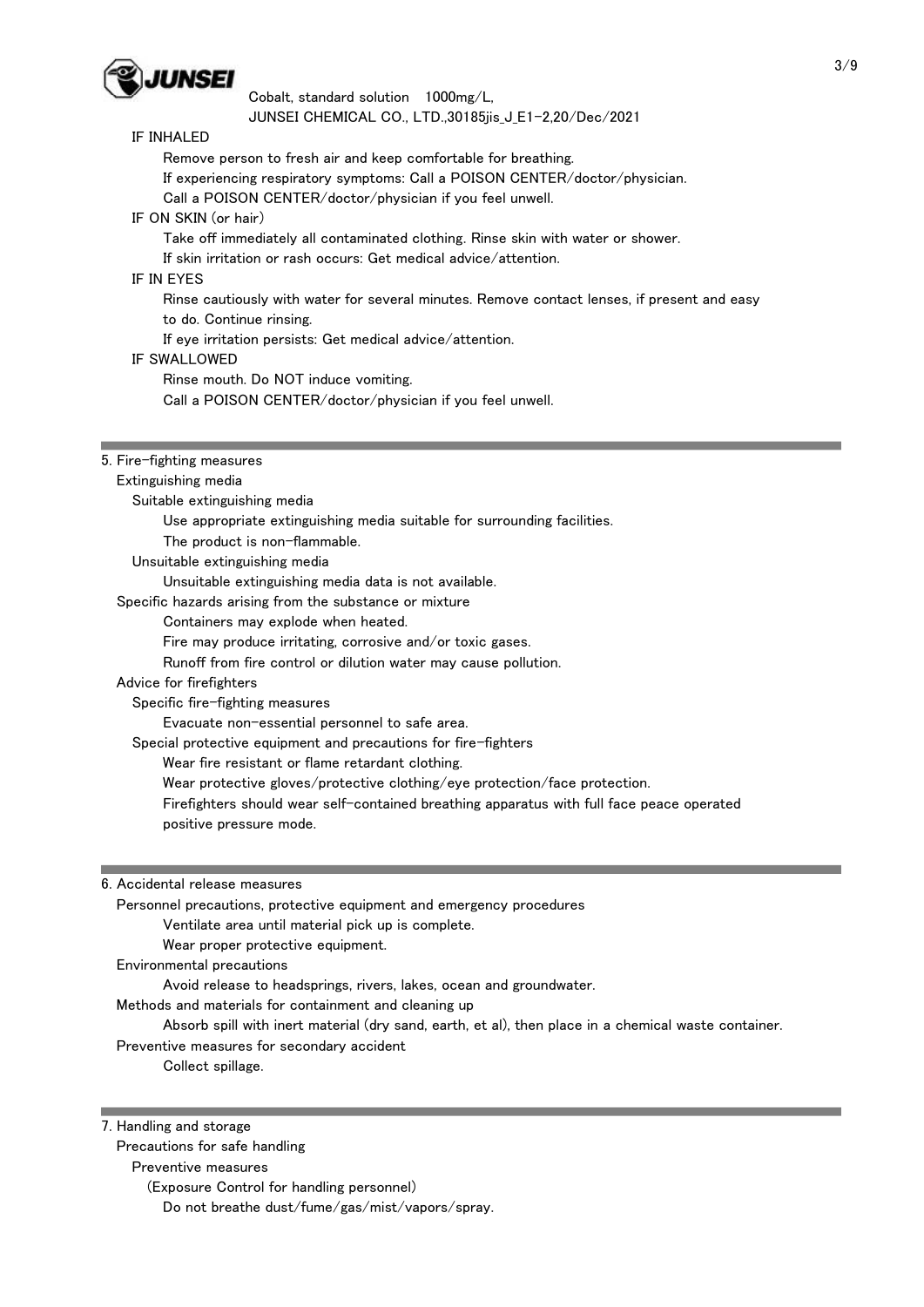IF INHALED

Remove person to fresh air and keep comfortable for breathing.
If experiencing respiratory symptoms: Call a POISON CENTER/doctor/physician.
Call a POISON CENTER/doctor/physician if you feel unwell.

IF ON SKIN (or hair)

Take off immediately all contaminated clothing. Rinse skin with water or shower.
If skin irritation or rash occurs: Get medical advice/attention.

IF IN EYES

Rinse cautiously with water for several minutes. Remove contact lenses, if present and easy to do. Continue rinsing.
If eye irritation persists: Get medical advice/attention.

IF SWALLOWED

Rinse mouth. Do NOT induce vomiting.
Call a POISON CENTER/doctor/physician if you feel unwell.

## 5. Fire-fighting measures

Extinguishing media

Suitable extinguishing media

Use appropriate extinguishing media suitable for surrounding facilities.
The product is non-flammable.

Unsuitable extinguishing media

Unsuitable extinguishing media data is not available.

Specific hazards arising from the substance or mixture

Containers may explode when heated.
Fire may produce irritating, corrosive and/or toxic gases.
Runoff from fire control or dilution water may cause pollution.

Advice for firefighters

Specific fire-fighting measures

Evacuate non-essential personnel to safe area.

Special protective equipment and precautions for fire-fighters

Wear fire resistant or flame retardant clothing.
Wear protective gloves/protective clothing/eye protection/face protection.
Firefighters should wear self-contained breathing apparatus with full face peace operated positive pressure mode.

## 6. Accidental release measures

Personnel precautions, protective equipment and emergency procedures

Ventilate area until material pick up is complete.
Wear proper protective equipment.

Environmental precautions

Avoid release to headsprings, rivers, lakes, ocean and groundwater.

Methods and materials for containment and cleaning up

Absorb spill with inert material (dry sand, earth, et al), then place in a chemical waste container.

Preventive measures for secondary accident

Collect spillage.

## 7. Handling and storage

Precautions for safe handling

Preventive measures

(Exposure Control for handling personnel)

Do not breathe dust/fume/gas/mist/vapors/spray.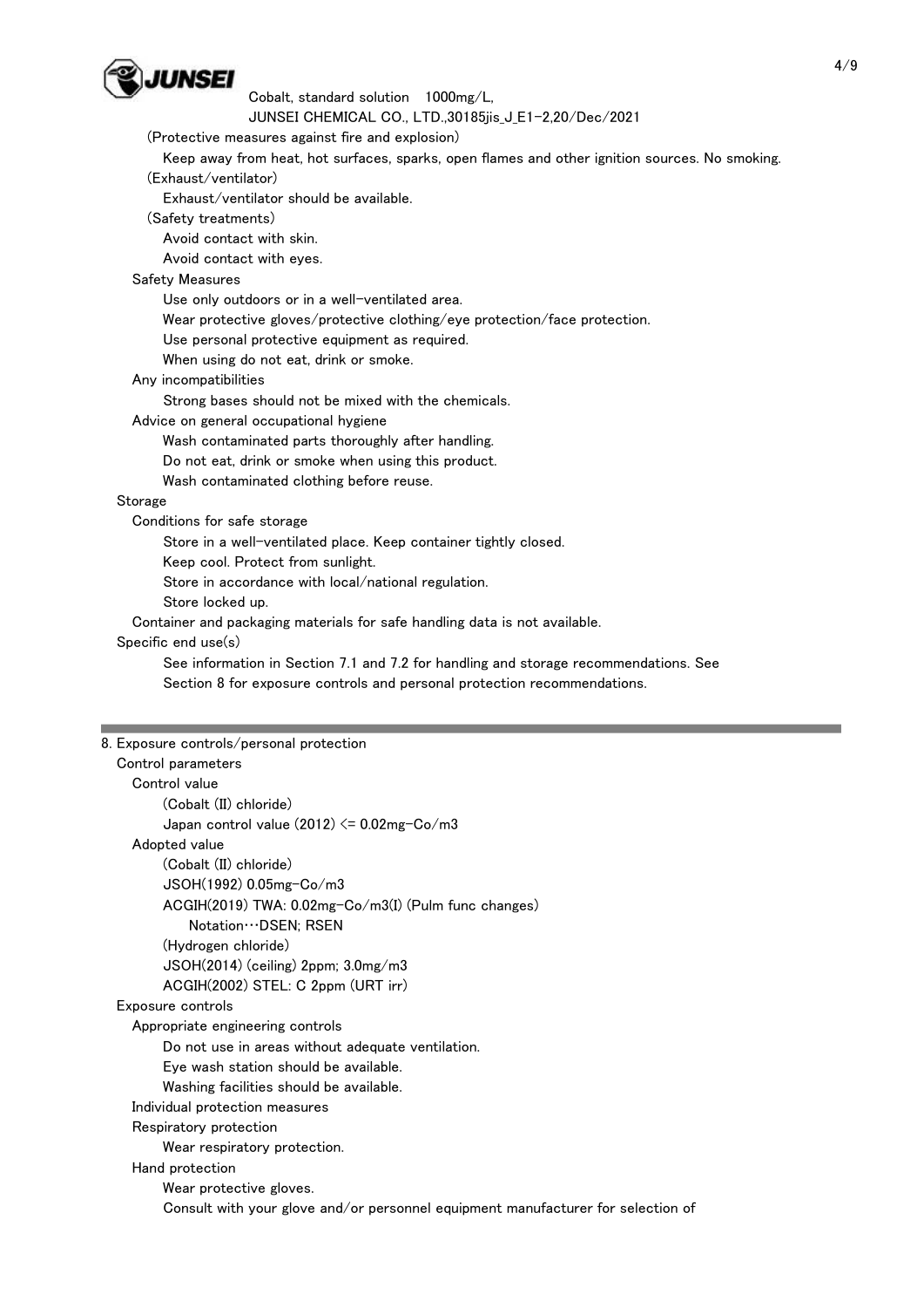(Protective measures against fire and explosion)

Keep away from heat, hot surfaces, sparks, open flames and other ignition sources. No smoking.

(Exhaust/ventilator)

Exhaust/ventilator should be available.

(Safety treatments)

Avoid contact with skin.

Avoid contact with eyes.

Safety Measures

Use only outdoors or in a well-ventilated area.

Wear protective gloves/protective clothing/eye protection/face protection.

Use personal protective equipment as required.

When using do not eat, drink or smoke.

Any incompatibilities

Strong bases should not be mixed with the chemicals.

Advice on general occupational hygiene

Wash contaminated parts thoroughly after handling.

Do not eat, drink or smoke when using this product.

Wash contaminated clothing before reuse.

Storage

Conditions for safe storage

Store in a well-ventilated place. Keep container tightly closed.

Keep cool. Protect from sunlight.

Store in accordance with local/national regulation.

Store locked up.

Container and packaging materials for safe handling data is not available.

Specific end use(s)

See information in Section 7.1 and 7.2 for handling and storage recommendations. See Section 8 for exposure controls and personal protection recommendations.

---

## 8. Exposure controls/personal protection

Control parameters

Control value

(Cobalt (II) chloride)

Japan control value (2012) <= 0.02mg-Co/m3

Adopted value

(Cobalt (II) chloride)

JSOH(1992) 0.05mg-Co/m3

ACGIH(2019) TWA: 0.02mg-Co/m3(I) (Pulm func changes)

Notation…DSEN; RSEN

(Hydrogen chloride)

JSOH(2014) (ceiling) 2ppm; 3.0mg/m3

ACGIH(2002) STEL: C 2ppm (URT irr)

Exposure controls

Appropriate engineering controls

Do not use in areas without adequate ventilation.

Eye wash station should be available.

Washing facilities should be available.

Individual protection measures

Respiratory protection

Wear respiratory protection.

Hand protection

Wear protective gloves.

Consult with your glove and/or personnel equipment manufacturer for selection of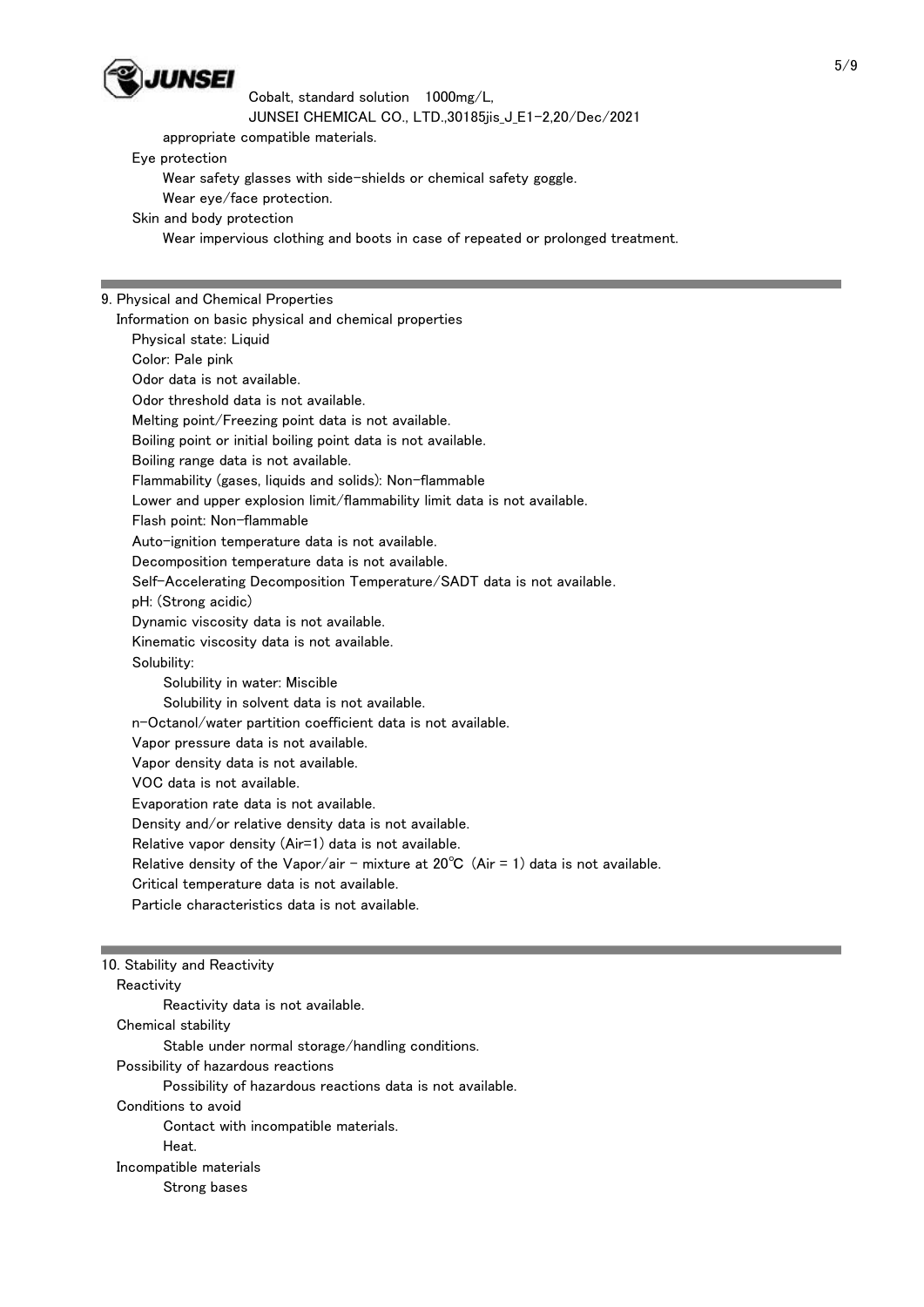appropriate compatible materials.

Eye protection

Wear safety glasses with side-shields or chemical safety goggle.

Wear eye/face protection.

Skin and body protection

Wear impervious clothing and boots in case of repeated or prolonged treatment.

## 9. Physical and Chemical Properties

Information on basic physical and chemical properties

Physical state: Liquid

Color: Pale pink

Odor data is not available.

Odor threshold data is not available.

Melting point/Freezing point data is not available.

Boiling point or initial boiling point data is not available.

Boiling range data is not available.

Flammability (gases, liquids and solids): Non-flammable

Lower and upper explosion limit/flammability limit data is not available.

Flash point: Non-flammable

Auto-ignition temperature data is not available.

Decomposition temperature data is not available.

Self-Accelerating Decomposition Temperature/SADT data is not available.

pH: (Strong acidic)

Dynamic viscosity data is not available.

Kinematic viscosity data is not available.

Solubility:

Solubility in water: Miscible

Solubility in solvent data is not available.

n-Octanol/water partition coefficient data is not available.

Vapor pressure data is not available.

Vapor density data is not available.

VOC data is not available.

Evaporation rate data is not available.

Density and/or relative density data is not available.

Relative vapor density (Air=1) data is not available.

Relative density of the Vapor/air - mixture at 20℃ (Air = 1) data is not available.

Critical temperature data is not available.

Particle characteristics data is not available.

## 10. Stability and Reactivity

Reactivity

Reactivity data is not available.

Chemical stability

Stable under normal storage/handling conditions.

Possibility of hazardous reactions

Possibility of hazardous reactions data is not available.

Conditions to avoid

Contact with incompatible materials.

Heat.

Incompatible materials

Strong bases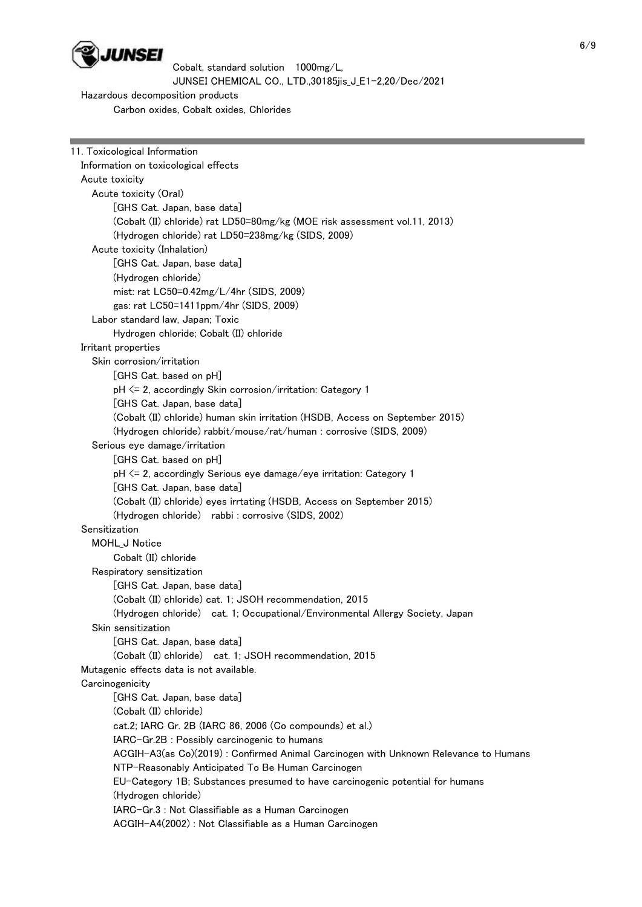Hazardous decomposition products

Carbon oxides, Cobalt oxides, Chlorides

## 11. Toxicological Information

Information on toxicological effects

Acute toxicity

Acute toxicity (Oral)

[GHS Cat. Japan, base data]

(Cobalt (II) chloride) rat LD50=80mg/kg (MOE risk assessment vol.11, 2013)

(Hydrogen chloride) rat LD50=238mg/kg (SIDS, 2009)

Acute toxicity (Inhalation)

[GHS Cat. Japan, base data]

(Hydrogen chloride)

mist: rat LC50=0.42mg/L/4hr (SIDS, 2009)

gas: rat LC50=1411ppm/4hr (SIDS, 2009)

Labor standard law, Japan; Toxic

Hydrogen chloride; Cobalt (II) chloride

Irritant properties

Skin corrosion/irritation

[GHS Cat. based on pH]

pH <= 2, accordingly Skin corrosion/irritation: Category 1

[GHS Cat. Japan, base data]

(Cobalt (II) chloride) human skin irritation (HSDB, Access on September 2015)

(Hydrogen chloride) rabbit/mouse/rat/human : corrosive (SIDS, 2009)

Serious eye damage/irritation

[GHS Cat. based on pH]

pH <= 2, accordingly Serious eye damage/eye irritation: Category 1

[GHS Cat. Japan, base data]

(Cobalt (II) chloride) eyes irrtating (HSDB, Access on September 2015)

(Hydrogen chloride) rabbi : corrosive (SIDS, 2002)

Sensitization

MOHL_J Notice

Cobalt (II) chloride

Respiratory sensitization

[GHS Cat. Japan, base data]

(Cobalt (II) chloride) cat. 1; JSOH recommendation, 2015

(Hydrogen chloride) cat. 1; Occupational/Environmental Allergy Society, Japan

Skin sensitization

[GHS Cat. Japan, base data]

(Cobalt (II) chloride) cat. 1; JSOH recommendation, 2015

Mutagenic effects data is not available.

Carcinogenicity

[GHS Cat. Japan, base data]

(Cobalt (II) chloride)

cat.2; IARC Gr. 2B (IARC 86, 2006 (Co compounds) et al.)

IARC-Gr.2B : Possibly carcinogenic to humans

ACGIH-A3(as Co)(2019) : Confirmed Animal Carcinogen with Unknown Relevance to Humans

NTP-Reasonably Anticipated To Be Human Carcinogen

EU-Category 1B; Substances presumed to have carcinogenic potential for humans

(Hydrogen chloride)

IARC-Gr.3 : Not Classifiable as a Human Carcinogen

ACGIH-A4(2002) : Not Classifiable as a Human Carcinogen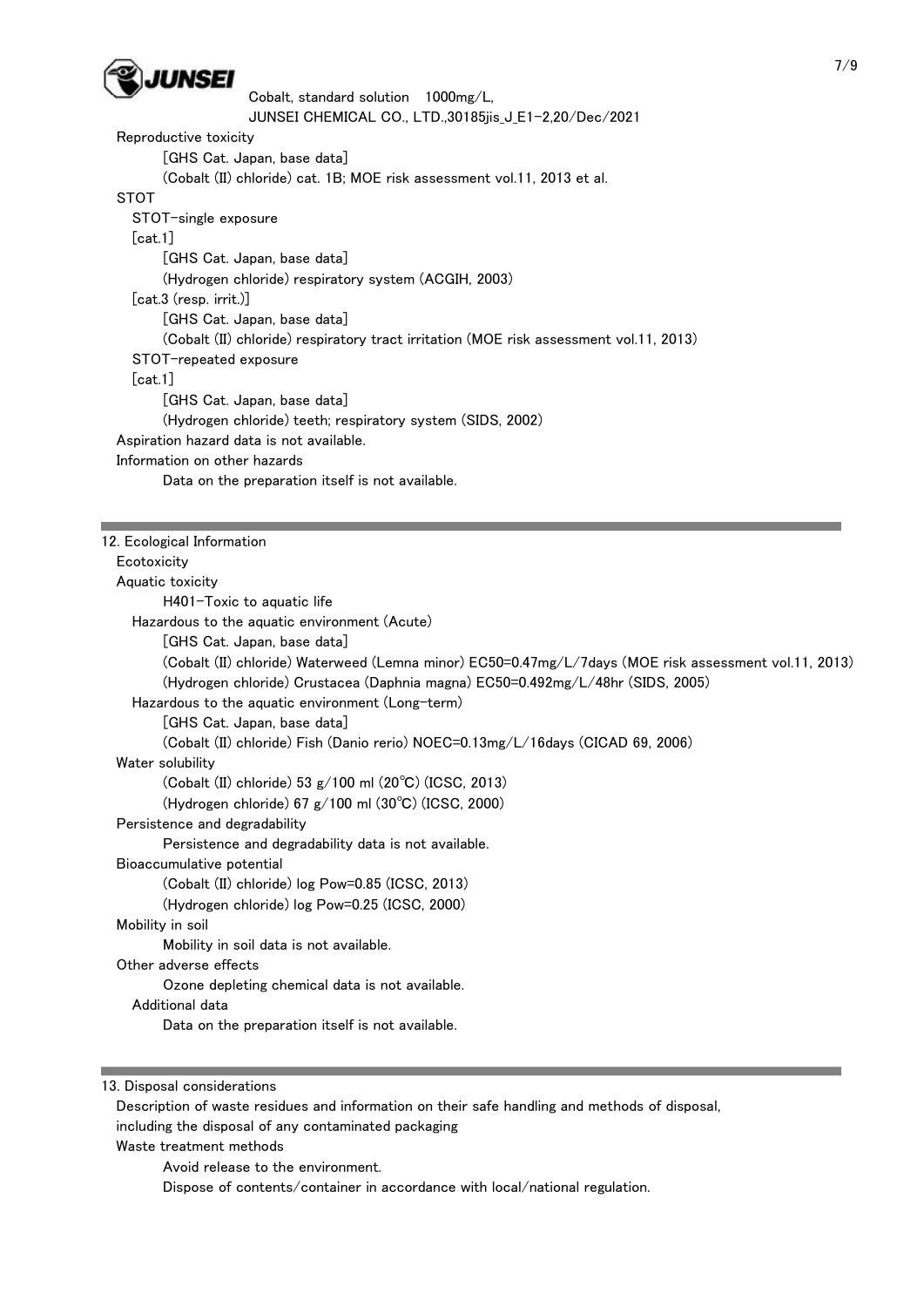Reproductive toxicity

[GHS Cat. Japan, base data]

(Cobalt (II) chloride) cat. 1B; MOE risk assessment vol.11, 2013 et al.

STOT

STOT-single exposure

[cat.1]

[GHS Cat. Japan, base data]

(Hydrogen chloride) respiratory system (ACGIH, 2003)

[cat.3 (resp. irrit.)]

[GHS Cat. Japan, base data]

(Cobalt (II) chloride) respiratory tract irritation (MOE risk assessment vol.11, 2013)

STOT-repeated exposure

[cat.1]

[GHS Cat. Japan, base data]

(Hydrogen chloride) teeth; respiratory system (SIDS, 2002)

Aspiration hazard data is not available.

Information on other hazards

Data on the preparation itself is not available.

## 12. Ecological Information

Ecotoxicity

Aquatic toxicity

H401-Toxic to aquatic life

Hazardous to the aquatic environment (Acute)

[GHS Cat. Japan, base data]

(Cobalt (II) chloride) Waterweed (Lemna minor) EC50=0.47mg/L/7days (MOE risk assessment vol.11, 2013)

(Hydrogen chloride) Crustacea (Daphnia magna) EC50=0.492mg/L/48hr (SIDS, 2005)

Hazardous to the aquatic environment (Long-term)

[GHS Cat. Japan, base data]

(Cobalt (II) chloride) Fish (Danio rerio) NOEC=0.13mg/L/16days (CICAD 69, 2006)

Water solubility

(Cobalt (II) chloride) 53 g/100 ml (20℃) (ICSC, 2013)

(Hydrogen chloride) 67 g/100 ml (30℃) (ICSC, 2000)

Persistence and degradability

Persistence and degradability data is not available.

Bioaccumulative potential

(Cobalt (II) chloride) log Pow=0.85 (ICSC, 2013)

(Hydrogen chloride) log Pow=0.25 (ICSC, 2000)

Mobility in soil

Mobility in soil data is not available.

Other adverse effects

Ozone depleting chemical data is not available.

Additional data

Data on the preparation itself is not available.

## 13. Disposal considerations

Description of waste residues and information on their safe handling and methods of disposal, including the disposal of any contaminated packaging

Waste treatment methods

Avoid release to the environment.

Dispose of contents/container in accordance with local/national regulation.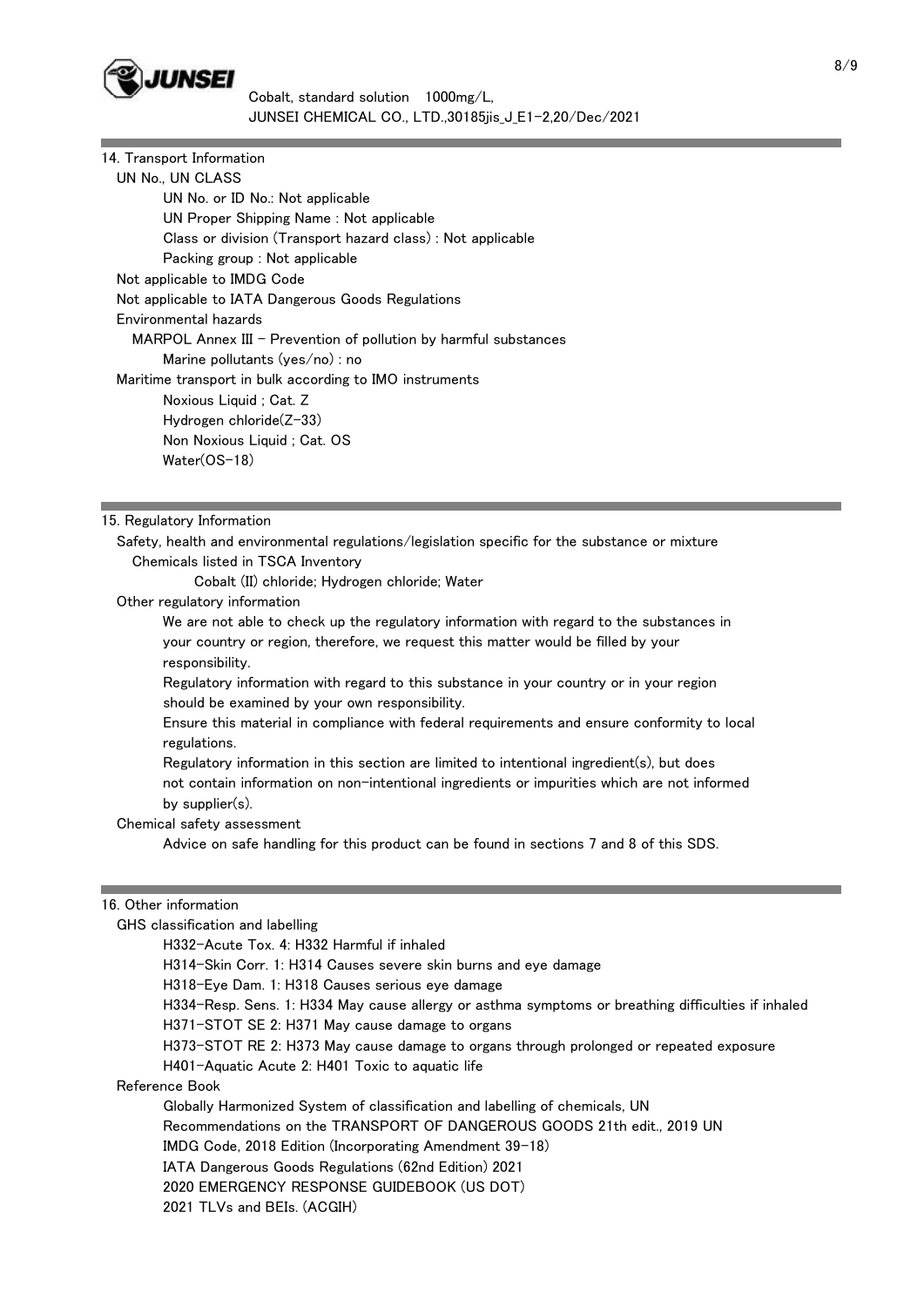## 14. Transport Information

UN No., UN CLASS

- UN No. or ID No.: Not applicable
- UN Proper Shipping Name : Not applicable
- Class or division (Transport hazard class) : Not applicable
- Packing group : Not applicable

Not applicable to IMDG Code

Not applicable to IATA Dangerous Goods Regulations

Environmental hazards

MARPOL Annex III - Prevention of pollution by harmful substances

- Marine pollutants (yes/no) : no

Maritime transport in bulk according to IMO instruments

- Noxious Liquid ; Cat. Z
- Hydrogen chloride(Z-33)
- Non Noxious Liquid ; Cat. OS
- Water(OS-18)

## 15. Regulatory Information

Safety, health and environmental regulations/legislation specific for the substance or mixture

Chemicals listed in TSCA Inventory

Cobalt (II) chloride; Hydrogen chloride; Water

Other regulatory information

We are not able to check up the regulatory information with regard to the substances in your country or region, therefore, we request this matter would be filled by your responsibility.

Regulatory information with regard to this substance in your country or in your region should be examined by your own responsibility.

Ensure this material in compliance with federal requirements and ensure conformity to local regulations.

Regulatory information in this section are limited to intentional ingredient(s), but does not contain information on non-intentional ingredients or impurities which are not informed by supplier(s).

Chemical safety assessment

Advice on safe handling for this product can be found in sections 7 and 8 of this SDS.

## 16. Other information

GHS classification and labelling

- H332-Acute Tox. 4: H332 Harmful if inhaled
- H314-Skin Corr. 1: H314 Causes severe skin burns and eye damage
- H318-Eye Dam. 1: H318 Causes serious eye damage
- H334-Resp. Sens. 1: H334 May cause allergy or asthma symptoms or breathing difficulties if inhaled
- H371-STOT SE 2: H371 May cause damage to organs
- H373-STOT RE 2: H373 May cause damage to organs through prolonged or repeated exposure
- H401-Aquatic Acute 2: H401 Toxic to aquatic life

Reference Book

- Globally Harmonized System of classification and labelling of chemicals, UN
- Recommendations on the TRANSPORT OF DANGEROUS GOODS 21th edit., 2019 UN
- IMDG Code, 2018 Edition (Incorporating Amendment 39-18)
- IATA Dangerous Goods Regulations (62nd Edition) 2021
- 2020 EMERGENCY RESPONSE GUIDEBOOK (US DOT)
- 2021 TLVs and BEIs. (ACGIH)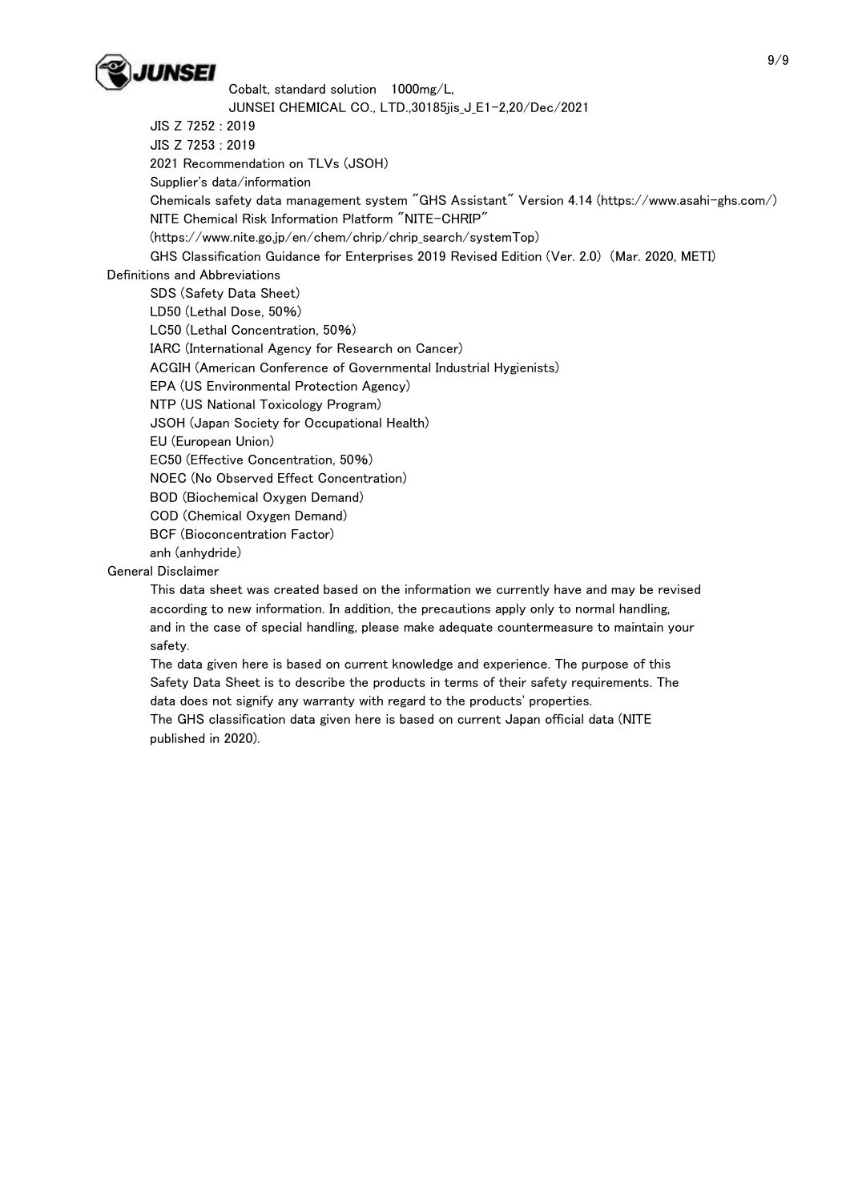JIS Z 7252 : 2019

JIS Z 7253 : 2019

2021 Recommendation on TLVs (JSOH)

Supplier's data/information

Chemicals safety data management system "GHS Assistant" Version 4.14 (https://www.asahi-ghs.com/)

NITE Chemical Risk Information Platform "NITE-CHRIP"

(https://www.nite.go.jp/en/chem/chrip/chrip_search/systemTop)

GHS Classification Guidance for Enterprises 2019 Revised Edition (Ver. 2.0) (Mar. 2020, METI)

Definitions and Abbreviations

SDS (Safety Data Sheet)

LD50 (Lethal Dose, 50%)

LC50 (Lethal Concentration, 50%)

IARC (International Agency for Research on Cancer)

ACGIH (American Conference of Governmental Industrial Hygienists)

EPA (US Environmental Protection Agency)

NTP (US National Toxicology Program)

JSOH (Japan Society for Occupational Health)

EU (European Union)

EC50 (Effective Concentration, 50%)

NOEC (No Observed Effect Concentration)

BOD (Biochemical Oxygen Demand)

COD (Chemical Oxygen Demand)

BCF (Bioconcentration Factor)

anh (anhydride)

General Disclaimer

This data sheet was created based on the information we currently have and may be revised according to new information. In addition, the precautions apply only to normal handling, and in the case of special handling, please make adequate countermeasure to maintain your safety.

The data given here is based on current knowledge and experience. The purpose of this Safety Data Sheet is to describe the products in terms of their safety requirements. The data does not signify any warranty with regard to the products' properties.

The GHS classification data given here is based on current Japan official data (NITE published in 2020).